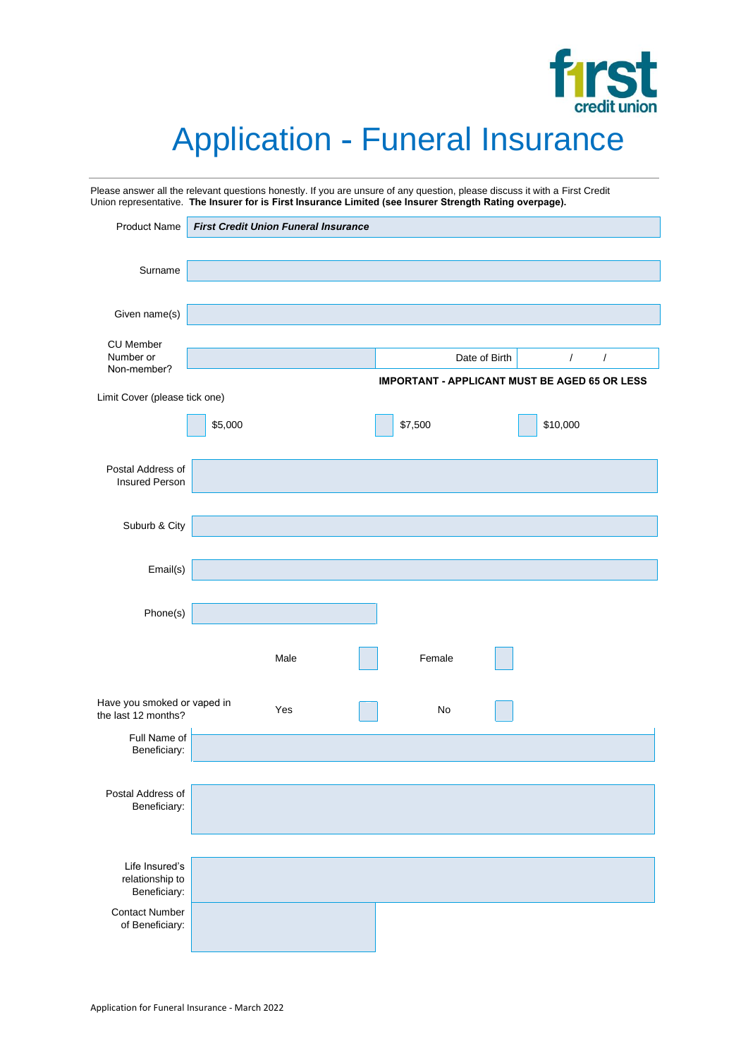first
credit union

# Application - Funeral Insurance

Please answer all the relevant questions honestly. If you are unsure of any question, please discuss it with a First Credit Union representative. **The Insurer for is First Insurance Limited (see Insurer Strength Rating overpage).**

| | |
|---|---|
| Product Name | ***First Credit Union Funeral Insurance*** |
| Surname | |
| Given name(s) | |
| CU Member Number or Non-member? | |
| Date of Birth | / / |

**IMPORTANT - APPLICANT MUST BE AGED 65 OR LESS**

Limit Cover (please tick one)

☐ $5,000 ☐ $7,500 ☐ $10,000

| | |
|---|---|
| Postal Address of Insured Person | |
| Suburb & City | |
| Email(s) | |
| Phone(s) | |

Male ☐ Female ☐

Have you smoked or vaped in the last 12 months? Yes ☐ No ☐

| | |
|---|---|
| Full Name of Beneficiary: | |
| Postal Address of Beneficiary: | |
| Life Insured's relationship to Beneficiary: | |
| Contact Number of Beneficiary: | |

Application for Funeral Insurance - March 2022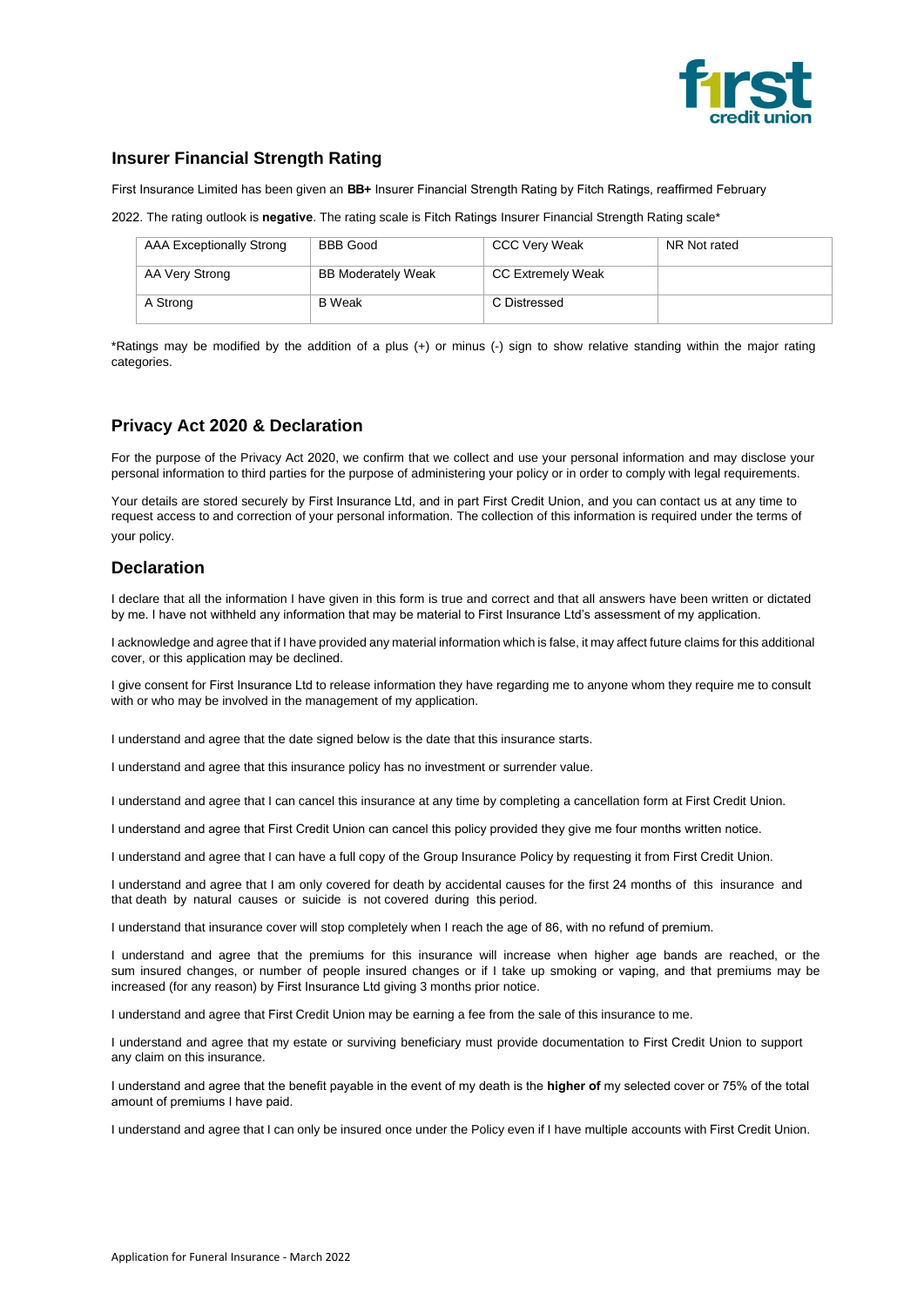## Insurer Financial Strength Rating

First Insurance Limited has been given an **BB+** Insurer Financial Strength Rating by Fitch Ratings, reaffirmed February 2022. The rating outlook is **negative**. The rating scale is Fitch Ratings Insurer Financial Strength Rating scale*

| AAA Exceptionally Strong | BBB Good | CCC Very Weak | NR Not rated |
|---|---|---|---|
| AA Very Strong | BB Moderately Weak | CC Extremely Weak | |
| A Strong | B Weak | C Distressed | |

*Ratings may be modified by the addition of a plus (+) or minus (-) sign to show relative standing within the major rating categories.

## Privacy Act 2020 & Declaration

For the purpose of the Privacy Act 2020, we confirm that we collect and use your personal information and may disclose your personal information to third parties for the purpose of administering your policy or in order to comply with legal requirements.

Your details are stored securely by First Insurance Ltd, and in part First Credit Union, and you can contact us at any time to request access to and correction of your personal information. The collection of this information is required under the terms of your policy.

## Declaration

I declare that all the information I have given in this form is true and correct and that all answers have been written or dictated by me. I have not withheld any information that may be material to First Insurance Ltd's assessment of my application.

I acknowledge and agree that if I have provided any material information which is false, it may affect future claims for this additional cover, or this application may be declined.

I give consent for First Insurance Ltd to release information they have regarding me to anyone whom they require me to consult with or who may be involved in the management of my application.

I understand and agree that the date signed below is the date that this insurance starts.

I understand and agree that this insurance policy has no investment or surrender value.

I understand and agree that I can cancel this insurance at any time by completing a cancellation form at First Credit Union.

I understand and agree that First Credit Union can cancel this policy provided they give me four months written notice.

I understand and agree that I can have a full copy of the Group Insurance Policy by requesting it from First Credit Union.

I understand and agree that I am only covered for death by accidental causes for the first 24 months of this insurance and that death by natural causes or suicide is not covered during this period.

I understand that insurance cover will stop completely when I reach the age of 86, with no refund of premium.

I understand and agree that the premiums for this insurance will increase when higher age bands are reached, or the sum insured changes, or number of people insured changes or if I take up smoking or vaping, and that premiums may be increased (for any reason) by First Insurance Ltd giving 3 months prior notice.

I understand and agree that First Credit Union may be earning a fee from the sale of this insurance to me.

I understand and agree that my estate or surviving beneficiary must provide documentation to First Credit Union to support any claim on this insurance.

I understand and agree that the benefit payable in the event of my death is the **higher of** my selected cover or 75% of the total amount of premiums I have paid.

I understand and agree that I can only be insured once under the Policy even if I have multiple accounts with First Credit Union.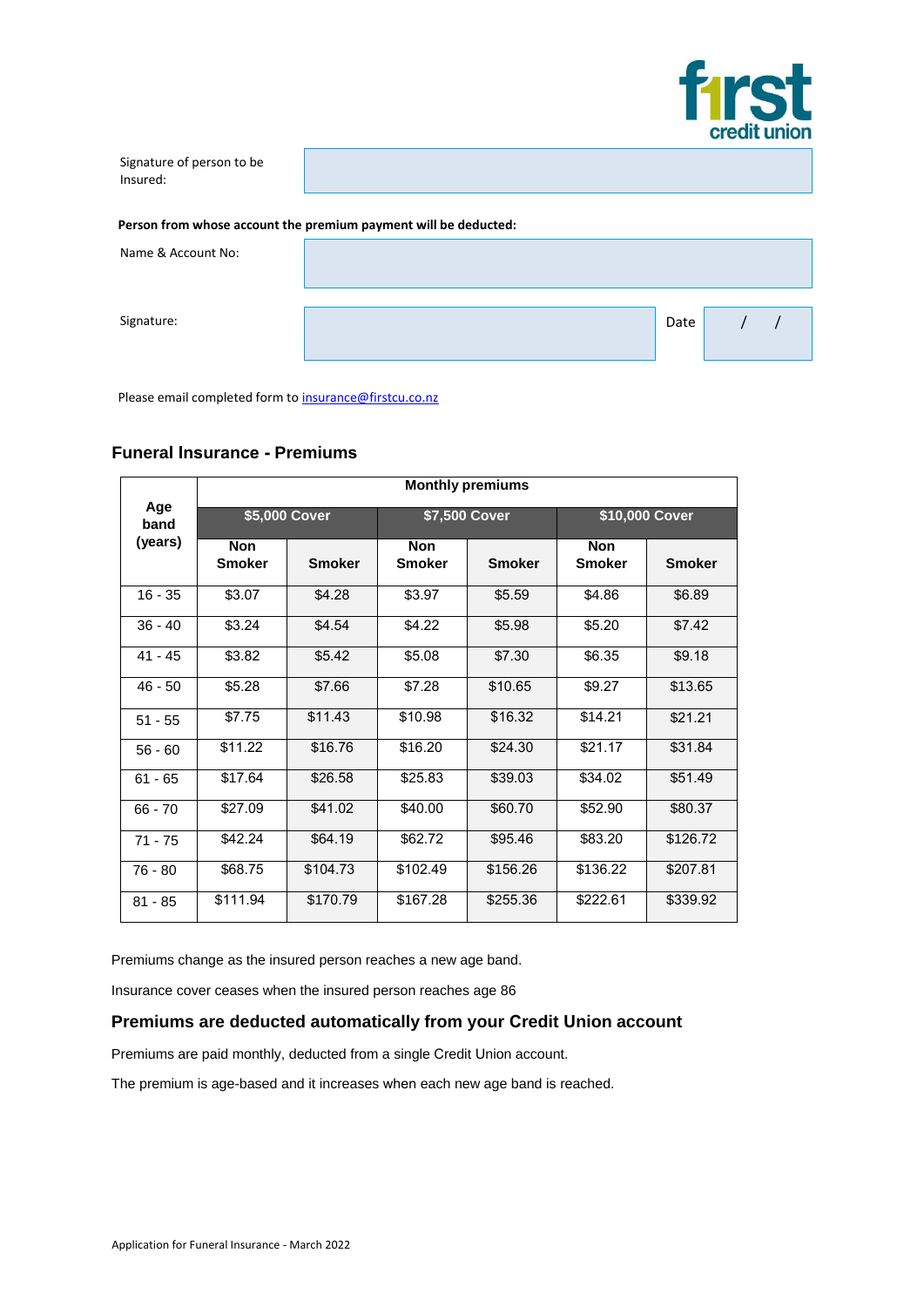Signature of person to be Insured:

**Person from whose account the premium payment will be deducted:**

Name & Account No:

Signature:

Date / /

Please email completed form to insurance@firstcu.co.nz

## Funeral Insurance - Premiums

| Age band (years) | Monthly premiums | | | | | |
|---|---|---|---|---|---|---|
| | $5,000 Cover | | $7,500 Cover | | $10,000 Cover | |
| | Non Smoker | Smoker | Non Smoker | Smoker | Non Smoker | Smoker |
| 16 - 35 | $3.07 | $4.28 | $3.97 | $5.59 | $4.86 | $6.89 |
| 36 - 40 | $3.24 | $4.54 | $4.22 | $5.98 | $5.20 | $7.42 |
| 41 - 45 | $3.82 | $5.42 | $5.08 | $7.30 | $6.35 | $9.18 |
| 46 - 50 | $5.28 | $7.66 | $7.28 | $10.65 | $9.27 | $13.65 |
| 51 - 55 | $7.75 | $11.43 | $10.98 | $16.32 | $14.21 | $21.21 |
| 56 - 60 | $11.22 | $16.76 | $16.20 | $24.30 | $21.17 | $31.84 |
| 61 - 65 | $17.64 | $26.58 | $25.83 | $39.03 | $34.02 | $51.49 |
| 66 - 70 | $27.09 | $41.02 | $40.00 | $60.70 | $52.90 | $80.37 |
| 71 - 75 | $42.24 | $64.19 | $62.72 | $95.46 | $83.20 | $126.72 |
| 76 - 80 | $68.75 | $104.73 | $102.49 | $156.26 | $136.22 | $207.81 |
| 81 - 85 | $111.94 | $170.79 | $167.28 | $255.36 | $222.61 | $339.92 |

Premiums change as the insured person reaches a new age band.

Insurance cover ceases when the insured person reaches age 86

## Premiums are deducted automatically from your Credit Union account

Premiums are paid monthly, deducted from a single Credit Union account.

The premium is age-based and it increases when each new age band is reached.